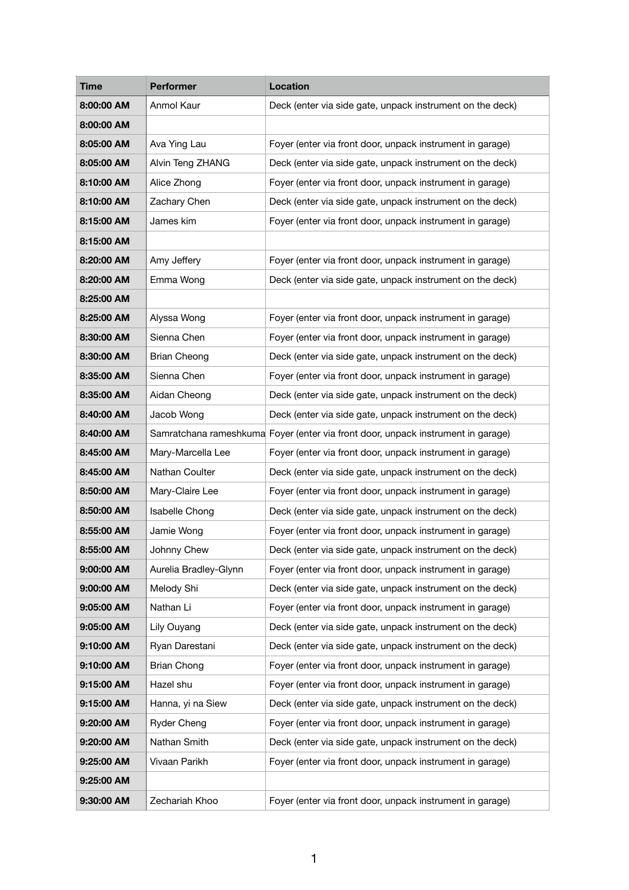| Time | Performer | Location |
| --- | --- | --- |
| **8:00:00 AM** | Anmol Kaur | Deck (enter via side gate, unpack instrument on the deck) |
| **8:00:00 AM** | | |
| **8:05:00 AM** | Ava Ying Lau | Foyer (enter via front door, unpack instrument in garage) |
| **8:05:00 AM** | Alvin Teng ZHANG | Deck (enter via side gate, unpack instrument on the deck) |
| **8:10:00 AM** | Alice Zhong | Foyer (enter via front door, unpack instrument in garage) |
| **8:10:00 AM** | Zachary Chen | Deck (enter via side gate, unpack instrument on the deck) |
| **8:15:00 AM** | James kim | Foyer (enter via front door, unpack instrument in garage) |
| **8:15:00 AM** | | |
| **8:20:00 AM** | Amy Jeffery | Foyer (enter via front door, unpack instrument in garage) |
| **8:20:00 AM** | Emma Wong | Deck (enter via side gate, unpack instrument on the deck) |
| **8:25:00 AM** | | |
| **8:25:00 AM** | Alyssa Wong | Foyer (enter via front door, unpack instrument in garage) |
| **8:30:00 AM** | Sienna Chen | Foyer (enter via front door, unpack instrument in garage) |
| **8:30:00 AM** | Brian Cheong | Deck (enter via side gate, unpack instrument on the deck) |
| **8:35:00 AM** | Sienna Chen | Foyer (enter via front door, unpack instrument in garage) |
| **8:35:00 AM** | Aidan Cheong | Deck (enter via side gate, unpack instrument on the deck) |
| **8:40:00 AM** | Jacob Wong | Deck (enter via side gate, unpack instrument on the deck) |
| **8:40:00 AM** | Samratchana rameshkuma | Foyer (enter via front door, unpack instrument in garage) |
| **8:45:00 AM** | Mary-Marcella Lee | Foyer (enter via front door, unpack instrument in garage) |
| **8:45:00 AM** | Nathan Coulter | Deck (enter via side gate, unpack instrument on the deck) |
| **8:50:00 AM** | Mary-Claire Lee | Foyer (enter via front door, unpack instrument in garage) |
| **8:50:00 AM** | Isabelle Chong | Deck (enter via side gate, unpack instrument on the deck) |
| **8:55:00 AM** | Jamie Wong | Foyer (enter via front door, unpack instrument in garage) |
| **8:55:00 AM** | Johnny Chew | Deck (enter via side gate, unpack instrument on the deck) |
| **9:00:00 AM** | Aurelia Bradley-Glynn | Foyer (enter via front door, unpack instrument in garage) |
| **9:00:00 AM** | Melody Shi | Deck (enter via side gate, unpack instrument on the deck) |
| **9:05:00 AM** | Nathan Li | Foyer (enter via front door, unpack instrument in garage) |
| **9:05:00 AM** | Lily Ouyang | Deck (enter via side gate, unpack instrument on the deck) |
| **9:10:00 AM** | Ryan Darestani | Deck (enter via side gate, unpack instrument on the deck) |
| **9:10:00 AM** | Brian Chong | Foyer (enter via front door, unpack instrument in garage) |
| **9:15:00 AM** | Hazel shu | Foyer (enter via front door, unpack instrument in garage) |
| **9:15:00 AM** | Hanna, yi na Siew | Deck (enter via side gate, unpack instrument on the deck) |
| **9:20:00 AM** | Ryder Cheng | Foyer (enter via front door, unpack instrument in garage) |
| **9:20:00 AM** | Nathan Smith | Deck (enter via side gate, unpack instrument on the deck) |
| **9:25:00 AM** | Vivaan Parikh | Foyer (enter via front door, unpack instrument in garage) |
| **9:25:00 AM** | | |
| **9:30:00 AM** | Zechariah Khoo | Foyer (enter via front door, unpack instrument in garage) |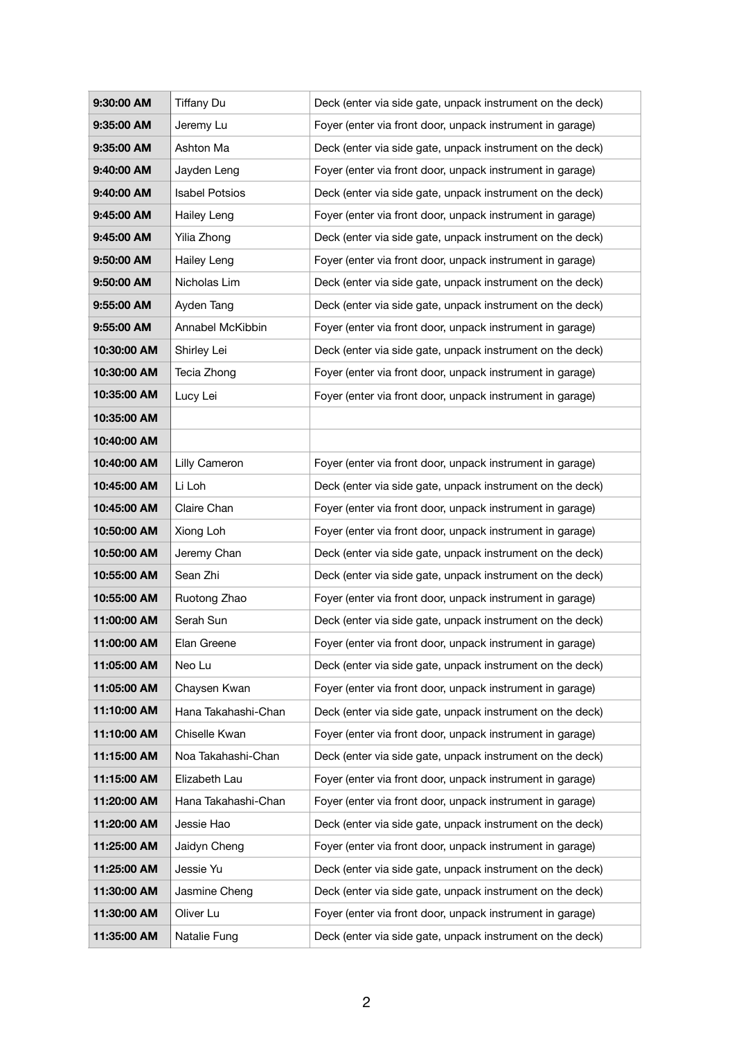| | | |
|---|---|---|
| **9:30:00 AM** | Tiffany Du | Deck (enter via side gate, unpack instrument on the deck) |
| **9:35:00 AM** | Jeremy Lu | Foyer (enter via front door, unpack instrument in garage) |
| **9:35:00 AM** | Ashton Ma | Deck (enter via side gate, unpack instrument on the deck) |
| **9:40:00 AM** | Jayden Leng | Foyer (enter via front door, unpack instrument in garage) |
| **9:40:00 AM** | Isabel Potsios | Deck (enter via side gate, unpack instrument on the deck) |
| **9:45:00 AM** | Hailey Leng | Foyer (enter via front door, unpack instrument in garage) |
| **9:45:00 AM** | Yilia Zhong | Deck (enter via side gate, unpack instrument on the deck) |
| **9:50:00 AM** | Hailey Leng | Foyer (enter via front door, unpack instrument in garage) |
| **9:50:00 AM** | Nicholas Lim | Deck (enter via side gate, unpack instrument on the deck) |
| **9:55:00 AM** | Ayden Tang | Deck (enter via side gate, unpack instrument on the deck) |
| **9:55:00 AM** | Annabel McKibbin | Foyer (enter via front door, unpack instrument in garage) |
| **10:30:00 AM** | Shirley Lei | Deck (enter via side gate, unpack instrument on the deck) |
| **10:30:00 AM** | Tecia Zhong | Foyer (enter via front door, unpack instrument in garage) |
| **10:35:00 AM** | Lucy Lei | Foyer (enter via front door, unpack instrument in garage) |
| **10:35:00 AM** | | |
| **10:40:00 AM** | | |
| **10:40:00 AM** | Lilly Cameron | Foyer (enter via front door, unpack instrument in garage) |
| **10:45:00 AM** | Li Loh | Deck (enter via side gate, unpack instrument on the deck) |
| **10:45:00 AM** | Claire Chan | Foyer (enter via front door, unpack instrument in garage) |
| **10:50:00 AM** | Xiong Loh | Foyer (enter via front door, unpack instrument in garage) |
| **10:50:00 AM** | Jeremy Chan | Deck (enter via side gate, unpack instrument on the deck) |
| **10:55:00 AM** | Sean Zhi | Deck (enter via side gate, unpack instrument on the deck) |
| **10:55:00 AM** | Ruotong Zhao | Foyer (enter via front door, unpack instrument in garage) |
| **11:00:00 AM** | Serah Sun | Deck (enter via side gate, unpack instrument on the deck) |
| **11:00:00 AM** | Elan Greene | Foyer (enter via front door, unpack instrument in garage) |
| **11:05:00 AM** | Neo Lu | Deck (enter via side gate, unpack instrument on the deck) |
| **11:05:00 AM** | Chaysen Kwan | Foyer (enter via front door, unpack instrument in garage) |
| **11:10:00 AM** | Hana Takahashi-Chan | Deck (enter via side gate, unpack instrument on the deck) |
| **11:10:00 AM** | Chiselle Kwan | Foyer (enter via front door, unpack instrument in garage) |
| **11:15:00 AM** | Noa Takahashi-Chan | Deck (enter via side gate, unpack instrument on the deck) |
| **11:15:00 AM** | Elizabeth Lau | Foyer (enter via front door, unpack instrument in garage) |
| **11:20:00 AM** | Hana Takahashi-Chan | Foyer (enter via front door, unpack instrument in garage) |
| **11:20:00 AM** | Jessie Hao | Deck (enter via side gate, unpack instrument on the deck) |
| **11:25:00 AM** | Jaidyn Cheng | Foyer (enter via front door, unpack instrument in garage) |
| **11:25:00 AM** | Jessie Yu | Deck (enter via side gate, unpack instrument on the deck) |
| **11:30:00 AM** | Jasmine Cheng | Deck (enter via side gate, unpack instrument on the deck) |
| **11:30:00 AM** | Oliver Lu | Foyer (enter via front door, unpack instrument in garage) |
| **11:35:00 AM** | Natalie Fung | Deck (enter via side gate, unpack instrument on the deck) |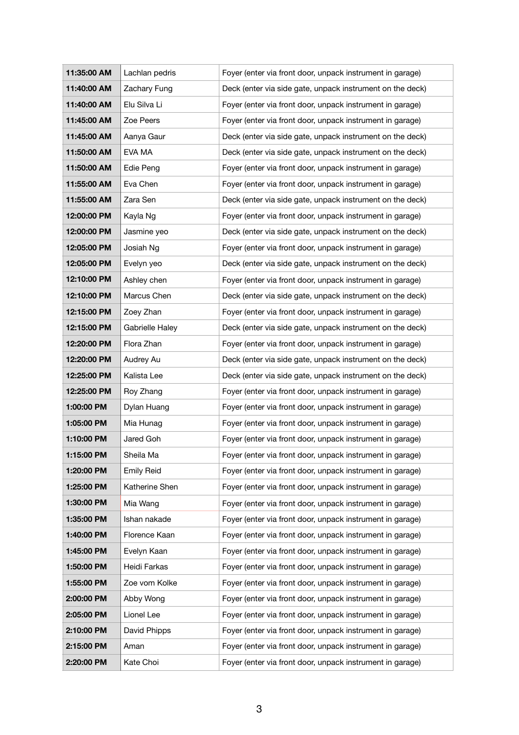| 11:35:00 AM | Lachlan pedris | Foyer (enter via front door, unpack instrument in garage) |
|---|---|---|
| 11:40:00 AM | Zachary Fung | Deck (enter via side gate, unpack instrument on the deck) |
| 11:40:00 AM | Elu Silva Li | Foyer (enter via front door, unpack instrument in garage) |
| 11:45:00 AM | Zoe Peers | Foyer (enter via front door, unpack instrument in garage) |
| 11:45:00 AM | Aanya Gaur | Deck (enter via side gate, unpack instrument on the deck) |
| 11:50:00 AM | EVA MA | Deck (enter via side gate, unpack instrument on the deck) |
| 11:50:00 AM | Edie Peng | Foyer (enter via front door, unpack instrument in garage) |
| 11:55:00 AM | Eva Chen | Foyer (enter via front door, unpack instrument in garage) |
| 11:55:00 AM | Zara Sen | Deck (enter via side gate, unpack instrument on the deck) |
| 12:00:00 PM | Kayla Ng | Foyer (enter via front door, unpack instrument in garage) |
| 12:00:00 PM | Jasmine yeo | Deck (enter via side gate, unpack instrument on the deck) |
| 12:05:00 PM | Josiah Ng | Foyer (enter via front door, unpack instrument in garage) |
| 12:05:00 PM | Evelyn yeo | Deck (enter via side gate, unpack instrument on the deck) |
| 12:10:00 PM | Ashley chen | Foyer (enter via front door, unpack instrument in garage) |
| 12:10:00 PM | Marcus Chen | Deck (enter via side gate, unpack instrument on the deck) |
| 12:15:00 PM | Zoey Zhan | Foyer (enter via front door, unpack instrument in garage) |
| 12:15:00 PM | Gabrielle Haley | Deck (enter via side gate, unpack instrument on the deck) |
| 12:20:00 PM | Flora Zhan | Foyer (enter via front door, unpack instrument in garage) |
| 12:20:00 PM | Audrey Au | Deck (enter via side gate, unpack instrument on the deck) |
| 12:25:00 PM | Kalista Lee | Deck (enter via side gate, unpack instrument on the deck) |
| 12:25:00 PM | Roy Zhang | Foyer (enter via front door, unpack instrument in garage) |
| 1:00:00 PM | Dylan Huang | Foyer (enter via front door, unpack instrument in garage) |
| 1:05:00 PM | Mia Hunag | Foyer (enter via front door, unpack instrument in garage) |
| 1:10:00 PM | Jared Goh | Foyer (enter via front door, unpack instrument in garage) |
| 1:15:00 PM | Sheila Ma | Foyer (enter via front door, unpack instrument in garage) |
| 1:20:00 PM | Emily Reid | Foyer (enter via front door, unpack instrument in garage) |
| 1:25:00 PM | Katherine Shen | Foyer (enter via front door, unpack instrument in garage) |
| 1:30:00 PM | Mia Wang | Foyer (enter via front door, unpack instrument in garage) |
| 1:35:00 PM | Ishan nakade | Foyer (enter via front door, unpack instrument in garage) |
| 1:40:00 PM | Florence Kaan | Foyer (enter via front door, unpack instrument in garage) |
| 1:45:00 PM | Evelyn Kaan | Foyer (enter via front door, unpack instrument in garage) |
| 1:50:00 PM | Heidi Farkas | Foyer (enter via front door, unpack instrument in garage) |
| 1:55:00 PM | Zoe vom Kolke | Foyer (enter via front door, unpack instrument in garage) |
| 2:00:00 PM | Abby Wong | Foyer (enter via front door, unpack instrument in garage) |
| 2:05:00 PM | Lionel Lee | Foyer (enter via front door, unpack instrument in garage) |
| 2:10:00 PM | David Phipps | Foyer (enter via front door, unpack instrument in garage) |
| 2:15:00 PM | Aman | Foyer (enter via front door, unpack instrument in garage) |
| 2:20:00 PM | Kate Choi | Foyer (enter via front door, unpack instrument in garage) |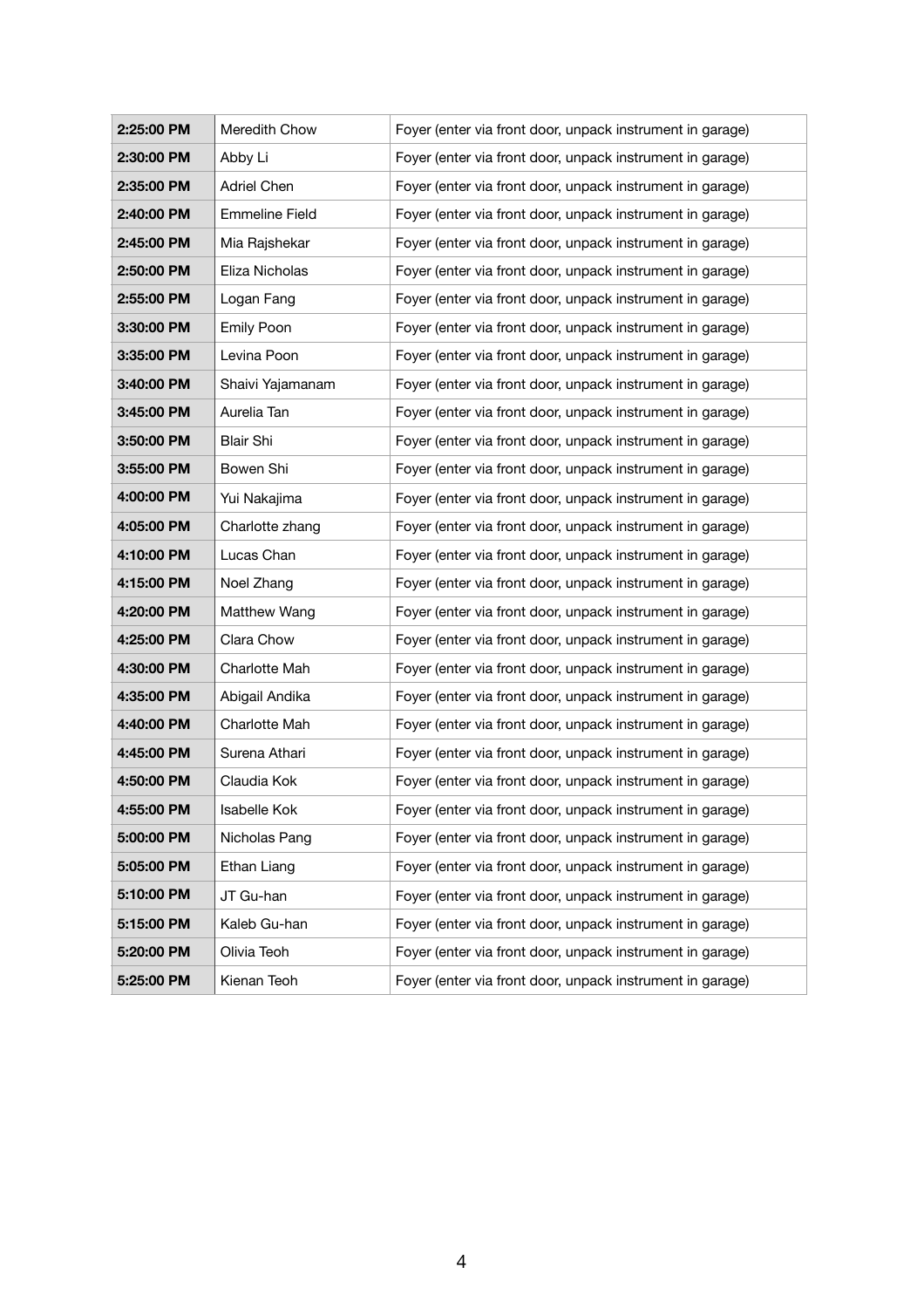| | | |
|---|---|---|
| **2:25:00 PM** | Meredith Chow | Foyer (enter via front door, unpack instrument in garage) |
| **2:30:00 PM** | Abby Li | Foyer (enter via front door, unpack instrument in garage) |
| **2:35:00 PM** | Adriel Chen | Foyer (enter via front door, unpack instrument in garage) |
| **2:40:00 PM** | Emmeline Field | Foyer (enter via front door, unpack instrument in garage) |
| **2:45:00 PM** | Mia Rajshekar | Foyer (enter via front door, unpack instrument in garage) |
| **2:50:00 PM** | Eliza Nicholas | Foyer (enter via front door, unpack instrument in garage) |
| **2:55:00 PM** | Logan Fang | Foyer (enter via front door, unpack instrument in garage) |
| **3:30:00 PM** | Emily Poon | Foyer (enter via front door, unpack instrument in garage) |
| **3:35:00 PM** | Levina Poon | Foyer (enter via front door, unpack instrument in garage) |
| **3:40:00 PM** | Shaivi Yajamanam | Foyer (enter via front door, unpack instrument in garage) |
| **3:45:00 PM** | Aurelia Tan | Foyer (enter via front door, unpack instrument in garage) |
| **3:50:00 PM** | Blair Shi | Foyer (enter via front door, unpack instrument in garage) |
| **3:55:00 PM** | Bowen Shi | Foyer (enter via front door, unpack instrument in garage) |
| **4:00:00 PM** | Yui Nakajima | Foyer (enter via front door, unpack instrument in garage) |
| **4:05:00 PM** | Charlotte zhang | Foyer (enter via front door, unpack instrument in garage) |
| **4:10:00 PM** | Lucas Chan | Foyer (enter via front door, unpack instrument in garage) |
| **4:15:00 PM** | Noel Zhang | Foyer (enter via front door, unpack instrument in garage) |
| **4:20:00 PM** | Matthew Wang | Foyer (enter via front door, unpack instrument in garage) |
| **4:25:00 PM** | Clara Chow | Foyer (enter via front door, unpack instrument in garage) |
| **4:30:00 PM** | Charlotte Mah | Foyer (enter via front door, unpack instrument in garage) |
| **4:35:00 PM** | Abigail Andika | Foyer (enter via front door, unpack instrument in garage) |
| **4:40:00 PM** | Charlotte Mah | Foyer (enter via front door, unpack instrument in garage) |
| **4:45:00 PM** | Surena Athari | Foyer (enter via front door, unpack instrument in garage) |
| **4:50:00 PM** | Claudia Kok | Foyer (enter via front door, unpack instrument in garage) |
| **4:55:00 PM** | Isabelle Kok | Foyer (enter via front door, unpack instrument in garage) |
| **5:00:00 PM** | Nicholas Pang | Foyer (enter via front door, unpack instrument in garage) |
| **5:05:00 PM** | Ethan Liang | Foyer (enter via front door, unpack instrument in garage) |
| **5:10:00 PM** | JT Gu-han | Foyer (enter via front door, unpack instrument in garage) |
| **5:15:00 PM** | Kaleb Gu-han | Foyer (enter via front door, unpack instrument in garage) |
| **5:20:00 PM** | Olivia Teoh | Foyer (enter via front door, unpack instrument in garage) |
| **5:25:00 PM** | Kienan Teoh | Foyer (enter via front door, unpack instrument in garage) |